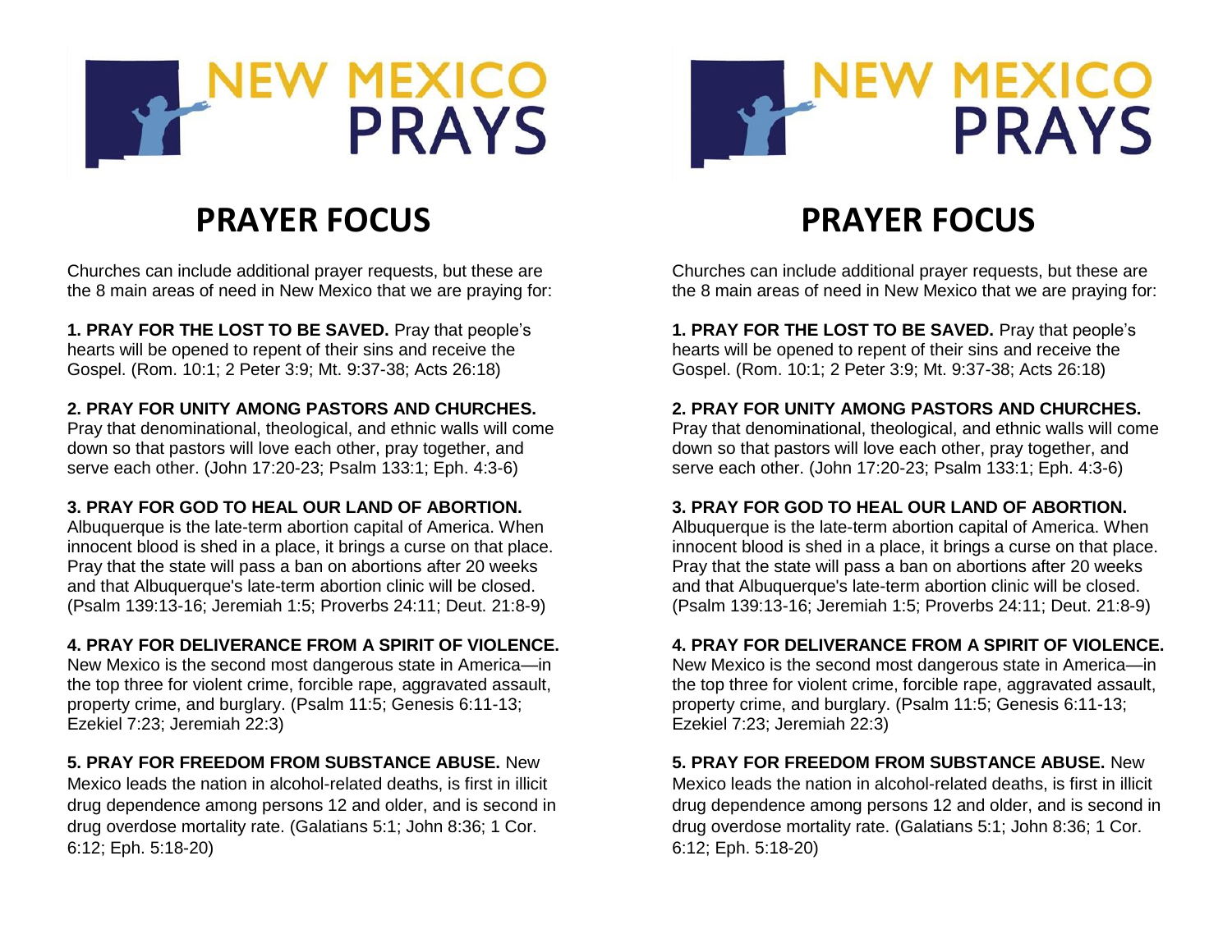# NEW MEXICO PRAYS

## PRAYER FOCUS

Churches can include additional prayer requests, but these are the 8 main areas of need in New Mexico that we are praying for:

**1. PRAY FOR THE LOST TO BE SAVED.** Pray that people's hearts will be opened to repent of their sins and receive the Gospel. (Rom. 10:1; 2 Peter 3:9; Mt. 9:37-38; Acts 26:18)

**2. PRAY FOR UNITY AMONG PASTORS AND CHURCHES.** Pray that denominational, theological, and ethnic walls will come down so that pastors will love each other, pray together, and serve each other. (John 17:20-23; Psalm 133:1; Eph. 4:3-6)

**3. PRAY FOR GOD TO HEAL OUR LAND OF ABORTION.** Albuquerque is the late-term abortion capital of America. When innocent blood is shed in a place, it brings a curse on that place. Pray that the state will pass a ban on abortions after 20 weeks and that Albuquerque's late-term abortion clinic will be closed. (Psalm 139:13-16; Jeremiah 1:5; Proverbs 24:11; Deut. 21:8-9)

**4. PRAY FOR DELIVERANCE FROM A SPIRIT OF VIOLENCE.** New Mexico is the second most dangerous state in America—in the top three for violent crime, forcible rape, aggravated assault, property crime, and burglary. (Psalm 11:5; Genesis 6:11-13; Ezekiel 7:23; Jeremiah 22:3)

**5. PRAY FOR FREEDOM FROM SUBSTANCE ABUSE.** New Mexico leads the nation in alcohol-related deaths, is first in illicit drug dependence among persons 12 and older, and is second in drug overdose mortality rate. (Galatians 5:1; John 8:36; 1 Cor. 6:12; Eph. 5:18-20)

# NEW MEXICO PRAYS

## PRAYER FOCUS

Churches can include additional prayer requests, but these are the 8 main areas of need in New Mexico that we are praying for:

**1. PRAY FOR THE LOST TO BE SAVED.** Pray that people's hearts will be opened to repent of their sins and receive the Gospel. (Rom. 10:1; 2 Peter 3:9; Mt. 9:37-38; Acts 26:18)

**2. PRAY FOR UNITY AMONG PASTORS AND CHURCHES.** Pray that denominational, theological, and ethnic walls will come down so that pastors will love each other, pray together, and serve each other. (John 17:20-23; Psalm 133:1; Eph. 4:3-6)

**3. PRAY FOR GOD TO HEAL OUR LAND OF ABORTION.** Albuquerque is the late-term abortion capital of America. When innocent blood is shed in a place, it brings a curse on that place. Pray that the state will pass a ban on abortions after 20 weeks and that Albuquerque's late-term abortion clinic will be closed. (Psalm 139:13-16; Jeremiah 1:5; Proverbs 24:11; Deut. 21:8-9)

**4. PRAY FOR DELIVERANCE FROM A SPIRIT OF VIOLENCE.** New Mexico is the second most dangerous state in America—in the top three for violent crime, forcible rape, aggravated assault, property crime, and burglary. (Psalm 11:5; Genesis 6:11-13; Ezekiel 7:23; Jeremiah 22:3)

**5. PRAY FOR FREEDOM FROM SUBSTANCE ABUSE.** New Mexico leads the nation in alcohol-related deaths, is first in illicit drug dependence among persons 12 and older, and is second in drug overdose mortality rate. (Galatians 5:1; John 8:36; 1 Cor. 6:12; Eph. 5:18-20)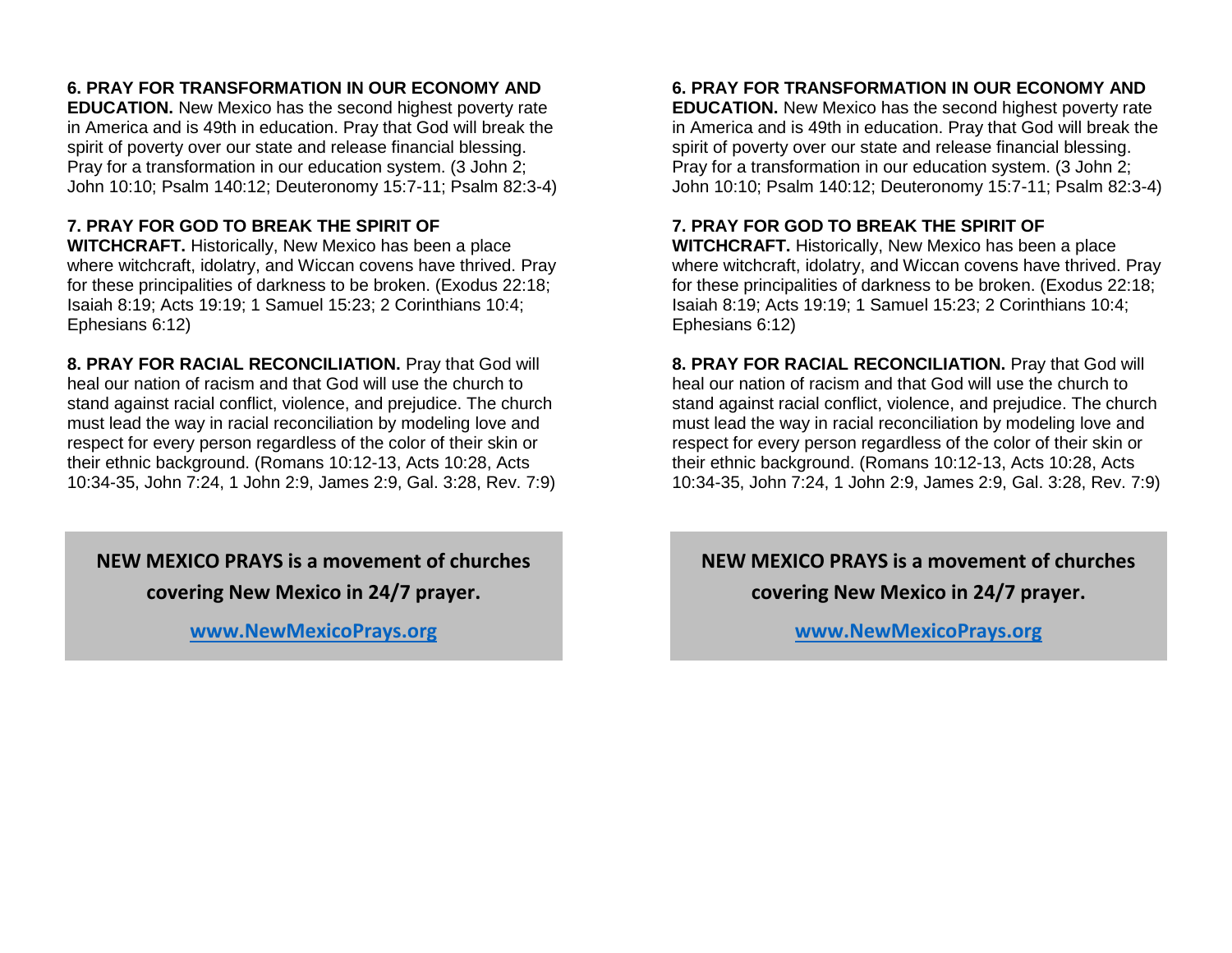**6. PRAY FOR TRANSFORMATION IN OUR ECONOMY AND EDUCATION.** New Mexico has the second highest poverty rate in America and is 49th in education. Pray that God will break the spirit of poverty over our state and release financial blessing. Pray for a transformation in our education system. (3 John 2; John 10:10; Psalm 140:12; Deuteronomy 15:7-11; Psalm 82:3-4)

**7. PRAY FOR GOD TO BREAK THE SPIRIT OF WITCHCRAFT.** Historically, New Mexico has been a place where witchcraft, idolatry, and Wiccan covens have thrived. Pray for these principalities of darkness to be broken. (Exodus 22:18; Isaiah 8:19; Acts 19:19; 1 Samuel 15:23; 2 Corinthians 10:4; Ephesians 6:12)

**8. PRAY FOR RACIAL RECONCILIATION.** Pray that God will heal our nation of racism and that God will use the church to stand against racial conflict, violence, and prejudice. The church must lead the way in racial reconciliation by modeling love and respect for every person regardless of the color of their skin or their ethnic background. (Romans 10:12-13, Acts 10:28, Acts 10:34-35, John 7:24, 1 John 2:9, James 2:9, Gal. 3:28, Rev. 7:9)

**NEW MEXICO PRAYS is a movement of churches covering New Mexico in 24/7 prayer.**

**www.NewMexicoPrays.org**

**6. PRAY FOR TRANSFORMATION IN OUR ECONOMY AND EDUCATION.** New Mexico has the second highest poverty rate in America and is 49th in education. Pray that God will break the spirit of poverty over our state and release financial blessing. Pray for a transformation in our education system. (3 John 2; John 10:10; Psalm 140:12; Deuteronomy 15:7-11; Psalm 82:3-4)

**7. PRAY FOR GOD TO BREAK THE SPIRIT OF WITCHCRAFT.** Historically, New Mexico has been a place where witchcraft, idolatry, and Wiccan covens have thrived. Pray for these principalities of darkness to be broken. (Exodus 22:18; Isaiah 8:19; Acts 19:19; 1 Samuel 15:23; 2 Corinthians 10:4; Ephesians 6:12)

**8. PRAY FOR RACIAL RECONCILIATION.** Pray that God will heal our nation of racism and that God will use the church to stand against racial conflict, violence, and prejudice. The church must lead the way in racial reconciliation by modeling love and respect for every person regardless of the color of their skin or their ethnic background. (Romans 10:12-13, Acts 10:28, Acts 10:34-35, John 7:24, 1 John 2:9, James 2:9, Gal. 3:28, Rev. 7:9)

**NEW MEXICO PRAYS is a movement of churches covering New Mexico in 24/7 prayer.**

**www.NewMexicoPrays.org**